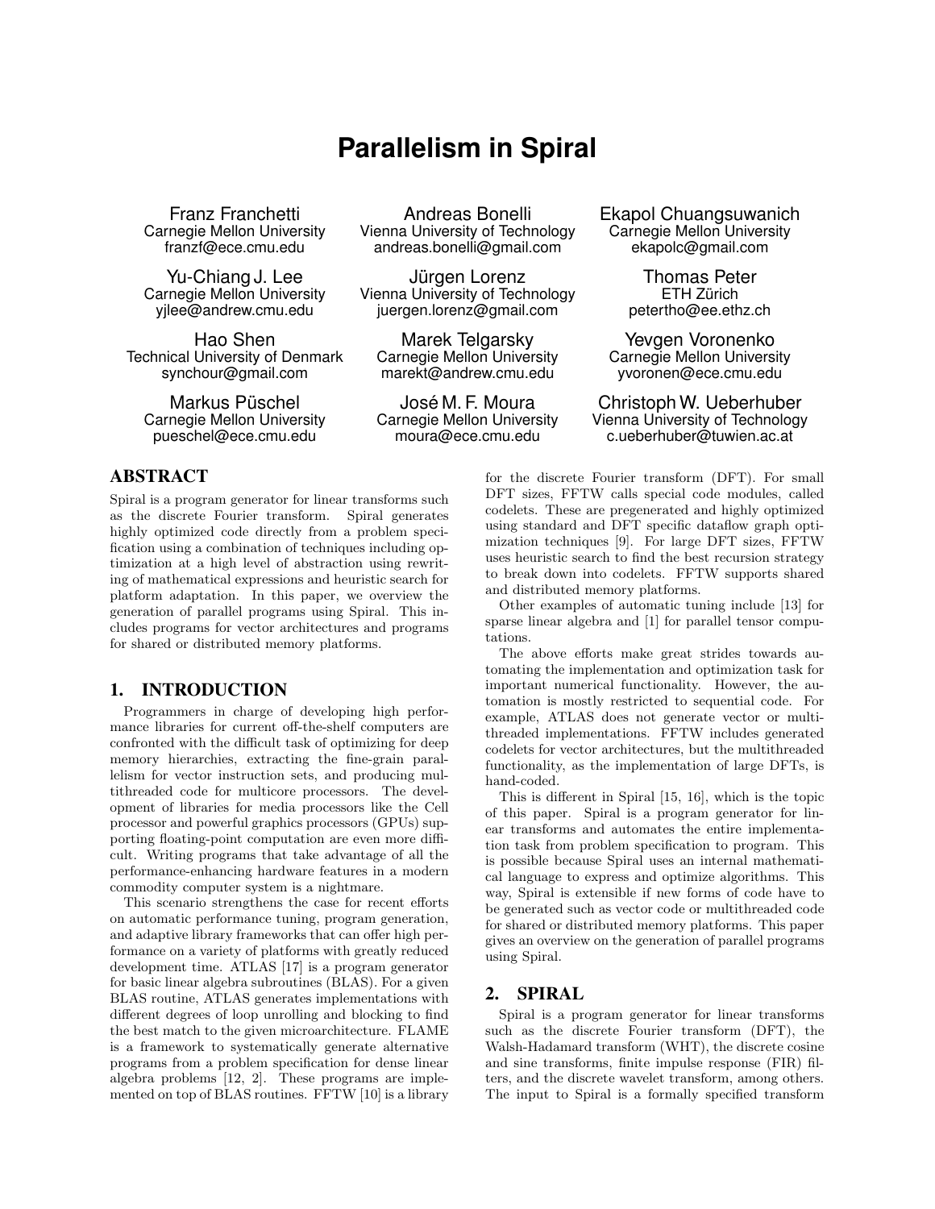# Parallelism in Spiral

Franz Franchetti
Carnegie Mellon University
franzf@ece.cmu.edu

Andreas Bonelli
Vienna University of Technology
andreas.bonelli@gmail.com

Ekapol Chuangsuwanich
Carnegie Mellon University
ekapolc@gmail.com

Yu-Chiang J. Lee
Carnegie Mellon University
yjlee@andrew.cmu.edu

Jürgen Lorenz
Vienna University of Technology
juergen.lorenz@gmail.com

Thomas Peter
ETH Zürich
petertho@ee.ethz.ch

Hao Shen
Technical University of Denmark
synchour@gmail.com

Marek Telgarsky
Carnegie Mellon University
marekt@andrew.cmu.edu

Yevgen Voronenko
Carnegie Mellon University
yvoronen@ece.cmu.edu

Markus Püschel
Carnegie Mellon University
pueschel@ece.cmu.edu

José M. F. Moura
Carnegie Mellon University
moura@ece.cmu.edu

Christoph W. Ueberhuber
Vienna University of Technology
c.ueberhuber@tuwien.ac.at

## ABSTRACT

Spiral is a program generator for linear transforms such as the discrete Fourier transform. Spiral generates highly optimized code directly from a problem specification using a combination of techniques including optimization at a high level of abstraction using rewriting of mathematical expressions and heuristic search for platform adaptation. In this paper, we overview the generation of parallel programs using Spiral. This includes programs for vector architectures and programs for shared or distributed memory platforms.

## 1. INTRODUCTION

Programmers in charge of developing high performance libraries for current off-the-shelf computers are confronted with the difficult task of optimizing for deep memory hierarchies, extracting the fine-grain parallelism for vector instruction sets, and producing multithreaded code for multicore processors. The development of libraries for media processors like the Cell processor and powerful graphics processors (GPUs) supporting floating-point computation are even more difficult. Writing programs that take advantage of all the performance-enhancing hardware features in a modern commodity computer system is a nightmare.

This scenario strengthens the case for recent efforts on automatic performance tuning, program generation, and adaptive library frameworks that can offer high performance on a variety of platforms with greatly reduced development time. ATLAS [17] is a program generator for basic linear algebra subroutines (BLAS). For a given BLAS routine, ATLAS generates implementations with different degrees of loop unrolling and blocking to find the best match to the given microarchitecture. FLAME is a framework to systematically generate alternative programs from a problem specification for dense linear algebra problems [12, 2]. These programs are implemented on top of BLAS routines. FFTW [10] is a library for the discrete Fourier transform (DFT). For small DFT sizes, FFTW calls special code modules, called codelets. These are pregenerated and highly optimized using standard and DFT specific dataflow graph optimization techniques [9]. For large DFT sizes, FFTW uses heuristic search to find the best recursion strategy to break down into codelets. FFTW supports shared and distributed memory platforms.

Other examples of automatic tuning include [13] for sparse linear algebra and [1] for parallel tensor computations.

The above efforts make great strides towards automating the implementation and optimization task for important numerical functionality. However, the automation is mostly restricted to sequential code. For example, ATLAS does not generate vector or multithreaded implementations. FFTW includes generated codelets for vector architectures, but the multithreaded functionality, as the implementation of large DFTs, is hand-coded.

This is different in Spiral [15, 16], which is the topic of this paper. Spiral is a program generator for linear transforms and automates the entire implementation task from problem specification to program. This is possible because Spiral uses an internal mathematical language to express and optimize algorithms. This way, Spiral is extensible if new forms of code have to be generated such as vector code or multithreaded code for shared or distributed memory platforms. This paper gives an overview on the generation of parallel programs using Spiral.

## 2. SPIRAL

Spiral is a program generator for linear transforms such as the discrete Fourier transform (DFT), the Walsh-Hadamard transform (WHT), the discrete cosine and sine transforms, finite impulse response (FIR) filters, and the discrete wavelet transform, among others. The input to Spiral is a formally specified transform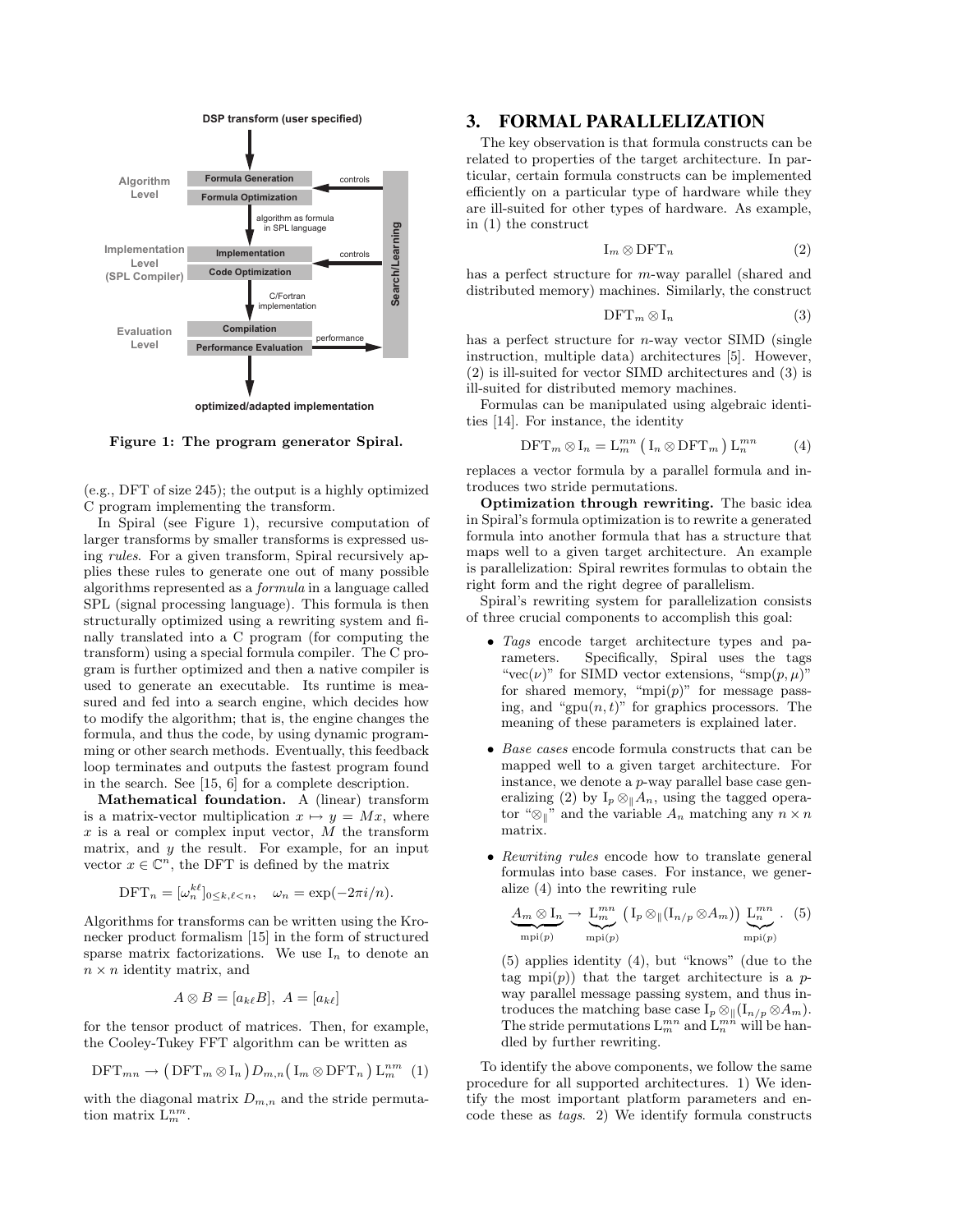**Figure 1: The program generator Spiral.**

(e.g., DFT of size 245); the output is a highly optimized C program implementing the transform.

In Spiral (see Figure 1), recursive computation of larger transforms by smaller transforms is expressed using *rules*. For a given transform, Spiral recursively applies these rules to generate one out of many possible algorithms represented as a *formula* in a language called SPL (signal processing language). This formula is then structurally optimized using a rewriting system and finally translated into a C program (for computing the transform) using a special formula compiler. The C program is further optimized and then a native compiler is used to generate an executable. Its runtime is measured and fed into a search engine, which decides how to modify the algorithm; that is, the engine changes the formula, and thus the code, by using dynamic programming or other search methods. Eventually, this feedback loop terminates and outputs the fastest program found in the search. See [15, 6] for a complete description.

**Mathematical foundation.** A (linear) transform is a matrix-vector multiplication $x \mapsto y = Mx$, where $x$ is a real or complex input vector, $M$ the transform matrix, and $y$ the result. For example, for an input vector $x \in \mathbb{C}^n$, the DFT is defined by the matrix

$$\mathrm{DFT}_n = [\omega_n^{k\ell}]_{0 \le k,\ell < n}, \quad \omega_n = \exp(-2\pi i/n).$$

Algorithms for transforms can be written using the Kronecker product formalism [15] in the form of structured sparse matrix factorizations. We use $\mathrm{I}_n$ to denote an $n \times n$ identity matrix, and

$$A \otimes B = [a_{k\ell} B], \ A = [a_{k\ell}]$$

for the tensor product of matrices. Then, for example, the Cooley-Tukey FFT algorithm can be written as

$$\mathrm{DFT}_{mn} \to \big(\mathrm{DFT}_m \otimes \mathrm{I}_n\big) D_{m,n} \big(\mathrm{I}_m \otimes \mathrm{DFT}_n\big) \mathrm{L}_m^{nm} \quad (1)$$

with the diagonal matrix $D_{m,n}$ and the stride permutation matrix $\mathrm{L}_m^{nm}$.

## 3. FORMAL PARALLELIZATION

The key observation is that formula constructs can be related to properties of the target architecture. In particular, certain formula constructs can be implemented efficiently on a particular type of hardware while they are ill-suited for other types of hardware. As example, in (1) the construct

$$\mathrm{I}_m \otimes \mathrm{DFT}_n \quad (2)$$

has a perfect structure for $m$-way parallel (shared and distributed memory) machines. Similarly, the construct

$$\mathrm{DFT}_m \otimes \mathrm{I}_n \quad (3)$$

has a perfect structure for $n$-way vector SIMD (single instruction, multiple data) architectures [5]. However, (2) is ill-suited for vector SIMD architectures and (3) is ill-suited for distributed memory machines.

Formulas can be manipulated using algebraic identities [14]. For instance, the identity

$$\mathrm{DFT}_m \otimes \mathrm{I}_n = \mathrm{L}_m^{mn} \big(\mathrm{I}_n \otimes \mathrm{DFT}_m\big) \mathrm{L}_n^{mn} \quad (4)$$

replaces a vector formula by a parallel formula and introduces two stride permutations.

**Optimization through rewriting.** The basic idea in Spiral's formula optimization is to rewrite a generated formula into another formula that has a structure that maps well to a given target architecture. An example is parallelization: Spiral rewrites formulas to obtain the right form and the right degree of parallelism.

Spiral's rewriting system for parallelization consists of three crucial components to accomplish this goal:

- *Tags* encode target architecture types and parameters. Specifically, Spiral uses the tags "vec($\nu$)" for SIMD vector extensions, "smp($p, \mu$)" for shared memory, "mpi($p$)" for message passing, and "gpu($n, t$)" for graphics processors. The meaning of these parameters is explained later.
- *Base cases* encode formula constructs that can be mapped well to a given target architecture. For instance, we denote a $p$-way parallel base case generalizing (2) by $\mathrm{I}_p \otimes_{\|} A_n$, using the tagged operator "$\otimes_{\|}$" and the variable $A_n$ matching any $n \times n$ matrix.
- *Rewriting rules* encode how to translate general formulas into base cases. For instance, we generalize (4) into the rewriting rule

  $$\underbrace{A_m \otimes \mathrm{I}_n}_{\mathrm{mpi}(p)} \to \underbrace{\mathrm{L}_m^{mn}}_{\mathrm{mpi}(p)} \big(\mathrm{I}_p \otimes_{\|} (\mathrm{I}_{n/p} \otimes A_m)\big) \underbrace{\mathrm{L}_n^{mn}}_{\mathrm{mpi}(p)}. \quad (5)$$

  (5) applies identity (4), but "knows" (due to the tag $\mathrm{mpi}(p)$) that the target architecture is a $p$-way parallel message passing system, and thus introduces the matching base case $\mathrm{I}_p \otimes_{\|} (\mathrm{I}_{n/p} \otimes A_m)$. The stride permutations $\mathrm{L}_m^{mn}$ and $\mathrm{L}_n^{mn}$ will be handled by further rewriting.

To identify the above components, we follow the same procedure for all supported architectures. 1) We identify the most important platform parameters and encode these as *tags*. 2) We identify formula constructs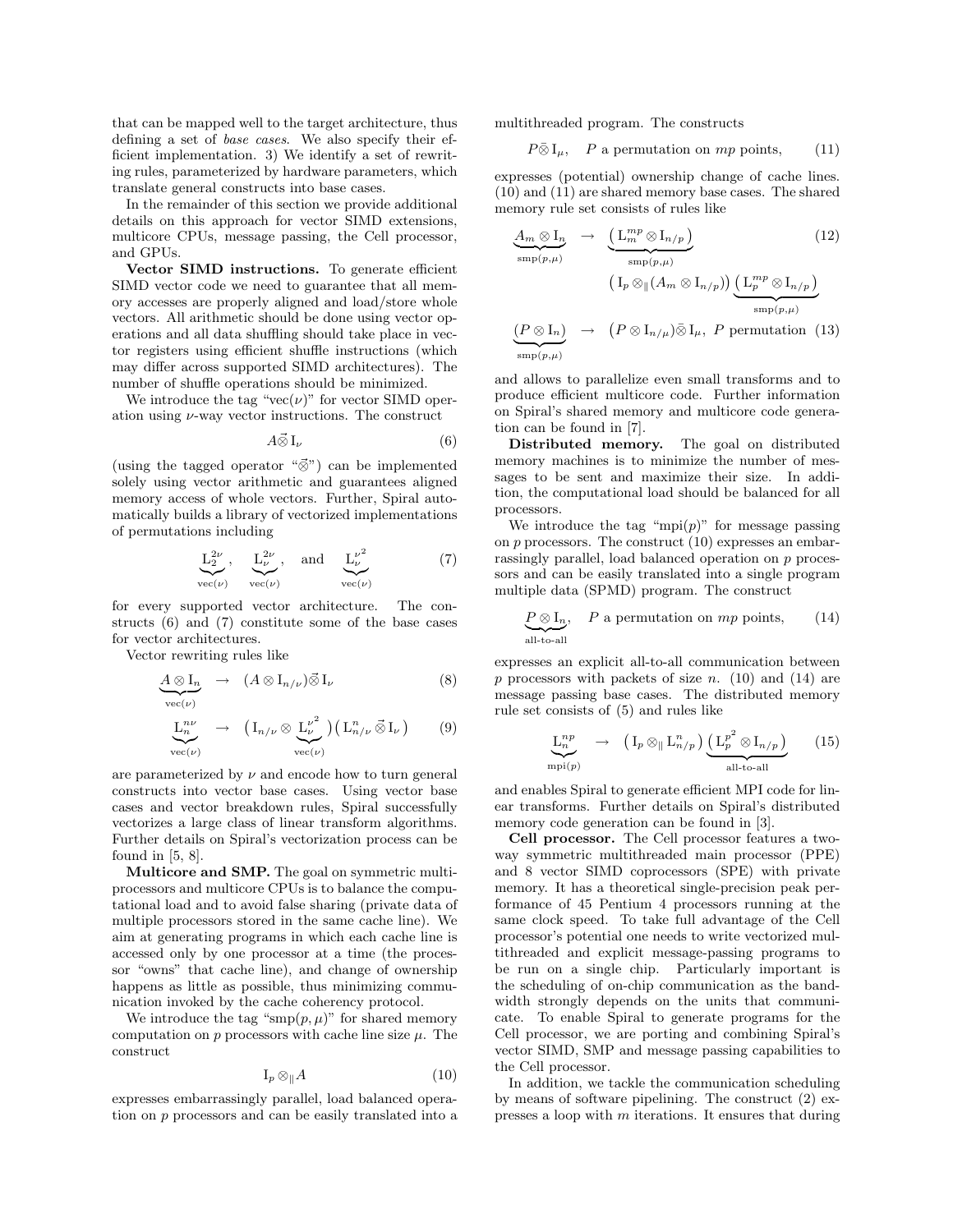that can be mapped well to the target architecture, thus defining a set of *base cases*. We also specify their efficient implementation. 3) We identify a set of rewriting rules, parameterized by hardware parameters, which translate general constructs into base cases.

In the remainder of this section we provide additional details on this approach for vector SIMD extensions, multicore CPUs, message passing, the Cell processor, and GPUs.

**Vector SIMD instructions.** To generate efficient SIMD vector code we need to guarantee that all memory accesses are properly aligned and load/store whole vectors. All arithmetic should be done using vector operations and all data shuffling should take place in vector registers using efficient shuffle instructions (which may differ across supported SIMD architectures). The number of shuffle operations should be minimized.

We introduce the tag "vec($\nu$)" for vector SIMD operation using $\nu$-way vector instructions. The construct

$$A \vec{\otimes} \mathrm{I}_\nu \tag{6}$$

(using the tagged operator "$\vec{\otimes}$") can be implemented solely using vector arithmetic and guarantees aligned memory access of whole vectors. Further, Spiral automatically builds a library of vectorized implementations of permutations including

$$\underbrace{\mathrm{L}_2^{2\nu}}_{\mathrm{vec}(\nu)}, \quad \underbrace{\mathrm{L}_\nu^{2\nu}}_{\mathrm{vec}(\nu)}, \quad \text{and} \quad \underbrace{\mathrm{L}_\nu^{\nu^2}}_{\mathrm{vec}(\nu)} \tag{7}$$

for every supported vector architecture. The constructs (6) and (7) constitute some of the base cases for vector architectures.

Vector rewriting rules like

$$\underbrace{A \otimes \mathrm{I}_n}_{\mathrm{vec}(\nu)} \;\rightarrow\; (A \otimes \mathrm{I}_{n/\nu}) \vec{\otimes} \mathrm{I}_\nu \tag{8}$$

$$\underbrace{\mathrm{L}_n^{n\nu}}_{\mathrm{vec}(\nu)} \;\rightarrow\; \big(\mathrm{I}_{n/\nu} \otimes \underbrace{\mathrm{L}_\nu^{\nu^2}}_{\mathrm{vec}(\nu)}\big)\big(\mathrm{L}_{n/\nu}^{n} \vec{\otimes} \mathrm{I}_\nu\big) \tag{9}$$

are parameterized by $\nu$ and encode how to turn general constructs into vector base cases. Using vector base cases and vector breakdown rules, Spiral successfully vectorizes a large class of linear transform algorithms. Further details on Spiral's vectorization process can be found in [5, 8].

**Multicore and SMP.** The goal on symmetric multiprocessors and multicore CPUs is to balance the computational load and to avoid false sharing (private data of multiple processors stored in the same cache line). We aim at generating programs in which each cache line is accessed only by one processor at a time (the processor "owns" that cache line), and change of ownership happens as little as possible, thus minimizing communication invoked by the cache coherency protocol.

We introduce the tag "smp($p, \mu$)" for shared memory computation on $p$ processors with cache line size $\mu$. The construct

$$\mathrm{I}_p \otimes_\| A \tag{10}$$

expresses embarrassingly parallel, load balanced operation on $p$ processors and can be easily translated into a multithreaded program. The constructs

$$P \bar{\otimes} \mathrm{I}_\mu, \quad P \text{ a permutation on } mp \text{ points}, \tag{11}$$

expresses (potential) ownership change of cache lines. (10) and (11) are shared memory base cases. The shared memory rule set consists of rules like

$$\underbrace{A_m \otimes \mathrm{I}_n}_{\mathrm{smp}(p,\mu)} \;\rightarrow\; \underbrace{\big(\mathrm{L}_m^{mp} \otimes \mathrm{I}_{n/p}\big)}_{\mathrm{smp}(p,\mu)} \big(\mathrm{I}_p \otimes_\| (A_m \otimes \mathrm{I}_{n/p})\big) \underbrace{\big(\mathrm{L}_p^{mp} \otimes \mathrm{I}_{n/p}\big)}_{\mathrm{smp}(p,\mu)} \tag{12}$$

$$\underbrace{(P \otimes \mathrm{I}_n)}_{\mathrm{smp}(p,\mu)} \;\rightarrow\; \big(P \otimes \mathrm{I}_{n/\mu}\big) \bar{\otimes} \mathrm{I}_\mu, \; P \text{ permutation} \tag{13}$$

and allows to parallelize even small transforms and to produce efficient multicore code. Further information on Spiral's shared memory and multicore code generation can be found in [7].

**Distributed memory.** The goal on distributed memory machines is to minimize the number of messages to be sent and maximize their size. In addition, the computational load should be balanced for all processors.

We introduce the tag "mpi($p$)" for message passing on $p$ processors. The construct (10) expresses an embarrassingly parallel, load balanced operation on $p$ processors and can be easily translated into a single program multiple data (SPMD) program. The construct

$$\underbrace{P \otimes \mathrm{I}_n}_{\text{all-to-all}}, \quad P \text{ a permutation on } mp \text{ points}, \tag{14}$$

expresses an explicit all-to-all communication between $p$ processors with packets of size $n$. (10) and (14) are message passing base cases. The distributed memory rule set consists of (5) and rules like

$$\underbrace{\mathrm{L}_m^{np}}_{\mathrm{mpi}(p)} \;\rightarrow\; \big(\mathrm{I}_p \otimes_\| \mathrm{L}_{n/p}^{n}\big) \underbrace{\big(\mathrm{L}_p^{p^2} \otimes \mathrm{I}_{n/p}\big)}_{\text{all-to-all}} \tag{15}$$

and enables Spiral to generate efficient MPI code for linear transforms. Further details on Spiral's distributed memory code generation can be found in [3].

**Cell processor.** The Cell processor features a two-way symmetric multithreaded main processor (PPE) and 8 vector SIMD coprocessors (SPE) with private memory. It has a theoretical single-precision peak performance of 45 Pentium 4 processors running at the same clock speed. To take full advantage of the Cell processor's potential one needs to write vectorized multithreaded and explicit message-passing programs to be run on a single chip. Particularly important is the scheduling of on-chip communication as the bandwidth strongly depends on the units that communicate. To enable Spiral to generate programs for the Cell processor, we are porting and combining Spiral's vector SIMD, SMP and message passing capabilities to the Cell processor.

In addition, we tackle the communication scheduling by means of software pipelining. The construct (2) expresses a loop with $m$ iterations. It ensures that during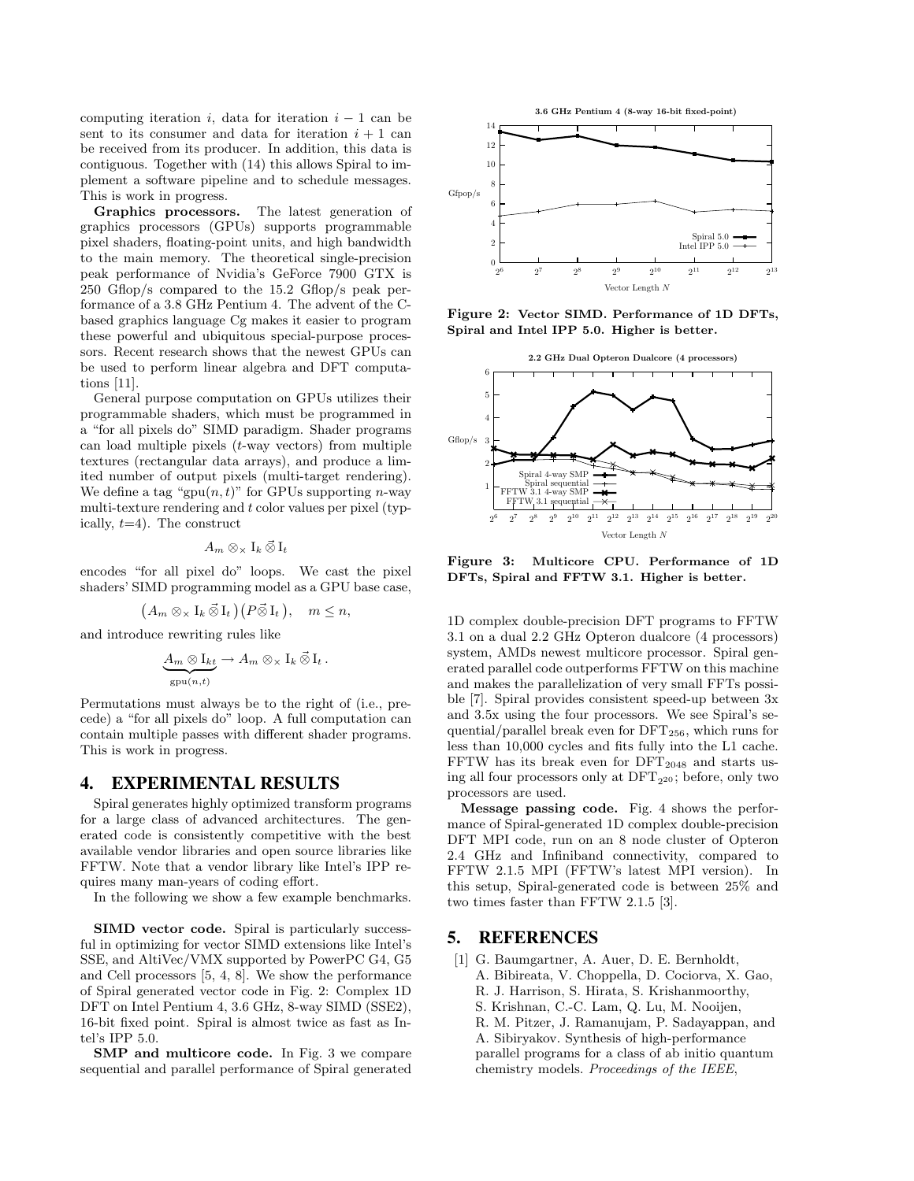computing iteration $i$, data for iteration $i-1$ can be sent to its consumer and data for iteration $i+1$ can be received from its producer. In addition, this data is contiguous. Together with (14) this allows Spiral to implement a software pipeline and to schedule messages. This is work in progress.

**Graphics processors.** The latest generation of graphics processors (GPUs) supports programmable pixel shaders, floating-point units, and high bandwidth to the main memory. The theoretical single-precision peak performance of Nvidia's GeForce 7900 GTX is 250 Gflop/s compared to the 15.2 Gflop/s peak performance of a 3.8 GHz Pentium 4. The advent of the C-based graphics language Cg makes it easier to program these powerful and ubiquitous special-purpose processors. Recent research shows that the newest GPUs can be used to perform linear algebra and DFT computations [11].

General purpose computation on GPUs utilizes their programmable shaders, which must be programmed in a "for all pixels do" SIMD paradigm. Shader programs can load multiple pixels ($t$-way vectors) from multiple textures (rectangular data arrays), and produce a limited number of output pixels (multi-target rendering). We define a tag "gpu$(n,t)$" for GPUs supporting $n$-way multi-texture rendering and $t$ color values per pixel (typically, $t$=4). The construct

$$A_m \otimes_\times \mathrm{I}_k \vec{\otimes} \mathrm{I}_t$$

encodes "for all pixel do" loops. We cast the pixel shaders' SIMD programming model as a GPU base case,

$$\big(A_m \otimes_\times \mathrm{I}_k \vec{\otimes} \mathrm{I}_t\big)\big(P \vec{\otimes} \mathrm{I}_t\big), \quad m \leq n,$$

and introduce rewriting rules like

$$\underbrace{A_m \otimes \mathrm{I}_{kt}}_{\mathrm{gpu}(n,t)} \rightarrow A_m \otimes_\times \mathrm{I}_k \vec{\otimes} \mathrm{I}_t\,.$$

Permutations must always be to the right of (i.e., precede) a "for all pixels do" loop. A full computation can contain multiple passes with different shader programs. This is work in progress.

## 4. EXPERIMENTAL RESULTS

Spiral generates highly optimized transform programs for a large class of advanced architectures. The generated code is consistently competitive with the best available vendor libraries and open source libraries like FFTW. Note that a vendor library like Intel's IPP requires many man-years of coding effort.

In the following we show a few example benchmarks.

**SIMD vector code.** Spiral is particularly successful in optimizing for vector SIMD extensions like Intel's SSE, and AltiVec/VMX supported by PowerPC G4, G5 and Cell processors [5, 4, 8]. We show the performance of Spiral generated vector code in Fig. 2: Complex 1D DFT on Intel Pentium 4, 3.6 GHz, 8-way SIMD (SSE2), 16-bit fixed point. Spiral is almost twice as fast as Intel's IPP 5.0.

**SMP and multicore code.** In Fig. 3 we compare sequential and parallel performance of Spiral generated 1D complex double-precision DFT programs to FFTW 3.1 on a dual 2.2 GHz Opteron dualcore (4 processors) system, AMDs newest multicore processor. Spiral generated parallel code outperforms FFTW on this machine and makes the parallelization of very small FFTs possible [7]. Spiral provides consistent speed-up between 3x and 3.5x using the four processors. We see Spiral's sequential/parallel break even for $\mathrm{DFT}_{256}$, which runs for less than 10,000 cycles and fits fully into the L1 cache. FFTW has its break even for $\mathrm{DFT}_{2048}$ and starts using all four processors only at $\mathrm{DFT}_{2^{20}}$; before, only two processors are used.

**Figure 2: Vector SIMD. Performance of 1D DFTs, Spiral and Intel IPP 5.0. Higher is better.**

**Figure 3: Multicore CPU. Performance of 1D DFTs, Spiral and FFTW 3.1. Higher is better.**

**Message passing code.** Fig. 4 shows the performance of Spiral-generated 1D complex double-precision DFT MPI code, run on an 8 node cluster of Opteron 2.4 GHz and Infiniband connectivity, compared to FFTW 2.1.5 MPI (FFTW's latest MPI version). In this setup, Spiral-generated code is between 25% and two times faster than FFTW 2.1.5 [3].

## 5. REFERENCES

[1] G. Baumgartner, A. Auer, D. E. Bernholdt, A. Bibireata, V. Choppella, D. Cociorva, X. Gao, R. J. Harrison, S. Hirata, S. Krishanmoorthy, S. Krishnan, C.-C. Lam, Q. Lu, M. Nooijen, R. M. Pitzer, J. Ramanujam, P. Sadayappan, and A. Sibiryakov. Synthesis of high-performance parallel programs for a class of ab initio quantum chemistry models. *Proceedings of the IEEE*,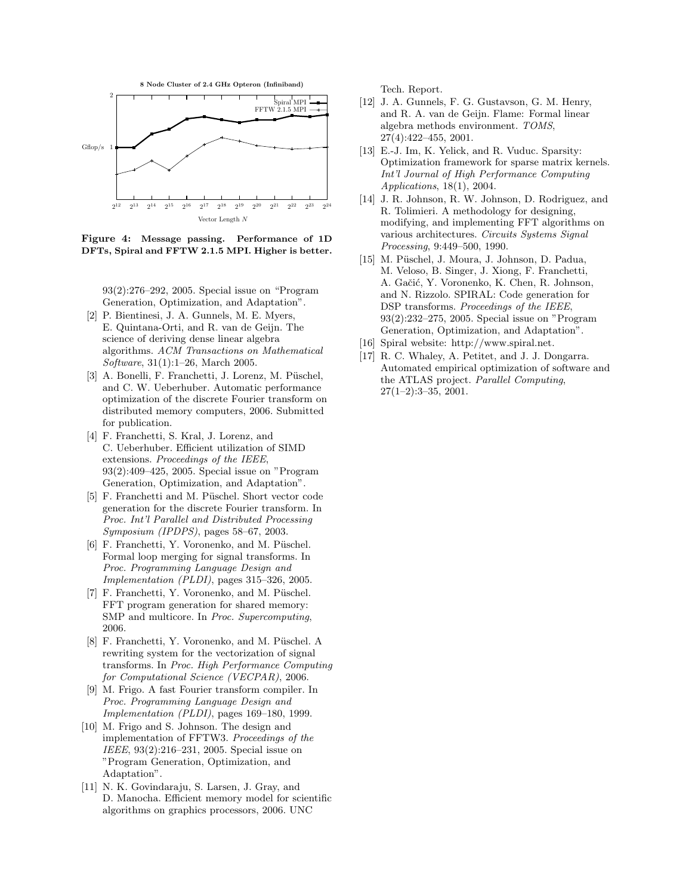8 Node Cluster of 2.4 GHz Opteron (Infiniband)

Spiral MPI

FFTW 2.1.5 MPI

Gflop/s

2

1

$2^{12}$ $2^{13}$ $2^{14}$ $2^{15}$ $2^{16}$ $2^{17}$ $2^{18}$ $2^{19}$ $2^{20}$ $2^{21}$ $2^{22}$ $2^{23}$ $2^{24}$

Vector Length $N$

**Figure 4: Message passing. Performance of 1D DFTs, Spiral and FFTW 2.1.5 MPI. Higher is better.**

93(2):276–292, 2005. Special issue on "Program Generation, Optimization, and Adaptation".

[2] P. Bientinesi, J. A. Gunnels, M. E. Myers, E. Quintana-Orti, and R. van de Geijn. The science of deriving dense linear algebra algorithms. *ACM Transactions on Mathematical Software*, 31(1):1–26, March 2005.

[3] A. Bonelli, F. Franchetti, J. Lorenz, M. Püschel, and C. W. Ueberhuber. Automatic performance optimization of the discrete Fourier transform on distributed memory computers, 2006. Submitted for publication.

[4] F. Franchetti, S. Kral, J. Lorenz, and C. Ueberhuber. Efficient utilization of SIMD extensions. *Proceedings of the IEEE*, 93(2):409–425, 2005. Special issue on "Program Generation, Optimization, and Adaptation".

[5] F. Franchetti and M. Püschel. Short vector code generation for the discrete Fourier transform. In *Proc. Int'l Parallel and Distributed Processing Symposium (IPDPS)*, pages 58–67, 2003.

[6] F. Franchetti, Y. Voronenko, and M. Püschel. Formal loop merging for signal transforms. In *Proc. Programming Language Design and Implementation (PLDI)*, pages 315–326, 2005.

[7] F. Franchetti, Y. Voronenko, and M. Püschel. FFT program generation for shared memory: SMP and multicore. In *Proc. Supercomputing*, 2006.

[8] F. Franchetti, Y. Voronenko, and M. Püschel. A rewriting system for the vectorization of signal transforms. In *Proc. High Performance Computing for Computational Science (VECPAR)*, 2006.

[9] M. Frigo. A fast Fourier transform compiler. In *Proc. Programming Language Design and Implementation (PLDI)*, pages 169–180, 1999.

[10] M. Frigo and S. Johnson. The design and implementation of FFTW3. *Proceedings of the IEEE*, 93(2):216–231, 2005. Special issue on "Program Generation, Optimization, and Adaptation".

[11] N. K. Govindaraju, S. Larsen, J. Gray, and D. Manocha. Efficient memory model for scientific algorithms on graphics processors, 2006. UNC Tech. Report.

[12] J. A. Gunnels, F. G. Gustavson, G. M. Henry, and R. A. van de Geijn. Flame: Formal linear algebra methods environment. *TOMS*, 27(4):422–455, 2001.

[13] E.-J. Im, K. Yelick, and R. Vuduc. Sparsity: Optimization framework for sparse matrix kernels. *Int'l Journal of High Performance Computing Applications*, 18(1), 2004.

[14] J. R. Johnson, R. W. Johnson, D. Rodriguez, and R. Tolimieri. A methodology for designing, modifying, and implementing FFT algorithms on various architectures. *Circuits Systems Signal Processing*, 9:449–500, 1990.

[15] M. Püschel, J. Moura, J. Johnson, D. Padua, M. Veloso, B. Singer, J. Xiong, F. Franchetti, A. Gačić, Y. Voronenko, K. Chen, R. Johnson, and N. Rizzolo. SPIRAL: Code generation for DSP transforms. *Proceedings of the IEEE*, 93(2):232–275, 2005. Special issue on "Program Generation, Optimization, and Adaptation".

[16] Spiral website: http://www.spiral.net.

[17] R. C. Whaley, A. Petitet, and J. J. Dongarra. Automated empirical optimization of software and the ATLAS project. *Parallel Computing*, 27(1–2):3–35, 2001.